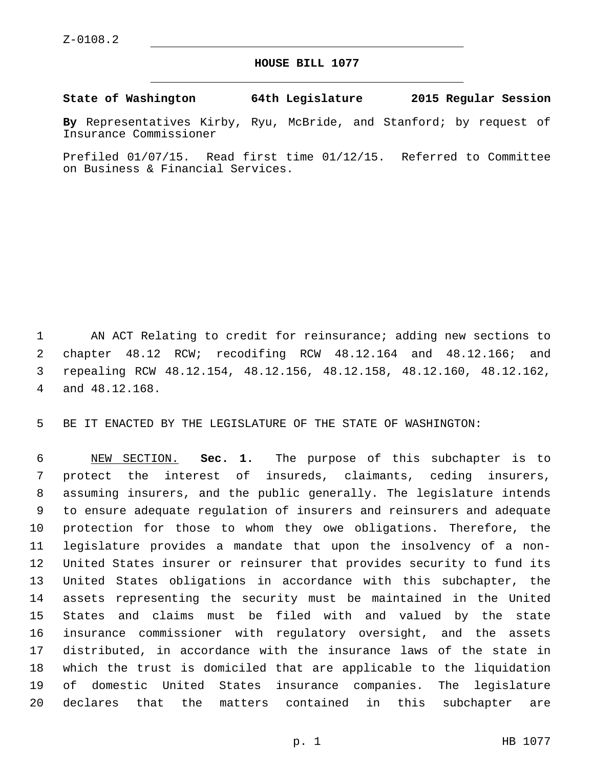Z-0108.2

## HOUSE BILL 1077

**State of Washington 64th Legislature 2015 Regular Session**

**By** Representatives Kirby, Ryu, McBride, and Stanford; by request of Insurance Commissioner

Prefiled 01/07/15. Read first time 01/12/15. Referred to Committee on Business & Financial Services.

AN ACT Relating to credit for reinsurance; adding new sections to chapter 48.12 RCW; recodifing RCW 48.12.164 and 48.12.166; and repealing RCW 48.12.154, 48.12.156, 48.12.158, 48.12.160, 48.12.162, and 48.12.168.

BE IT ENACTED BY THE LEGISLATURE OF THE STATE OF WASHINGTON:

NEW SECTION. **Sec. 1.** The purpose of this subchapter is to protect the interest of insureds, claimants, ceding insurers, assuming insurers, and the public generally. The legislature intends to ensure adequate regulation of insurers and reinsurers and adequate protection for those to whom they owe obligations. Therefore, the legislature provides a mandate that upon the insolvency of a non-United States insurer or reinsurer that provides security to fund its United States obligations in accordance with this subchapter, the assets representing the security must be maintained in the United States and claims must be filed with and valued by the state insurance commissioner with regulatory oversight, and the assets distributed, in accordance with the insurance laws of the state in which the trust is domiciled that are applicable to the liquidation of domestic United States insurance companies. The legislature declares that the matters contained in this subchapter are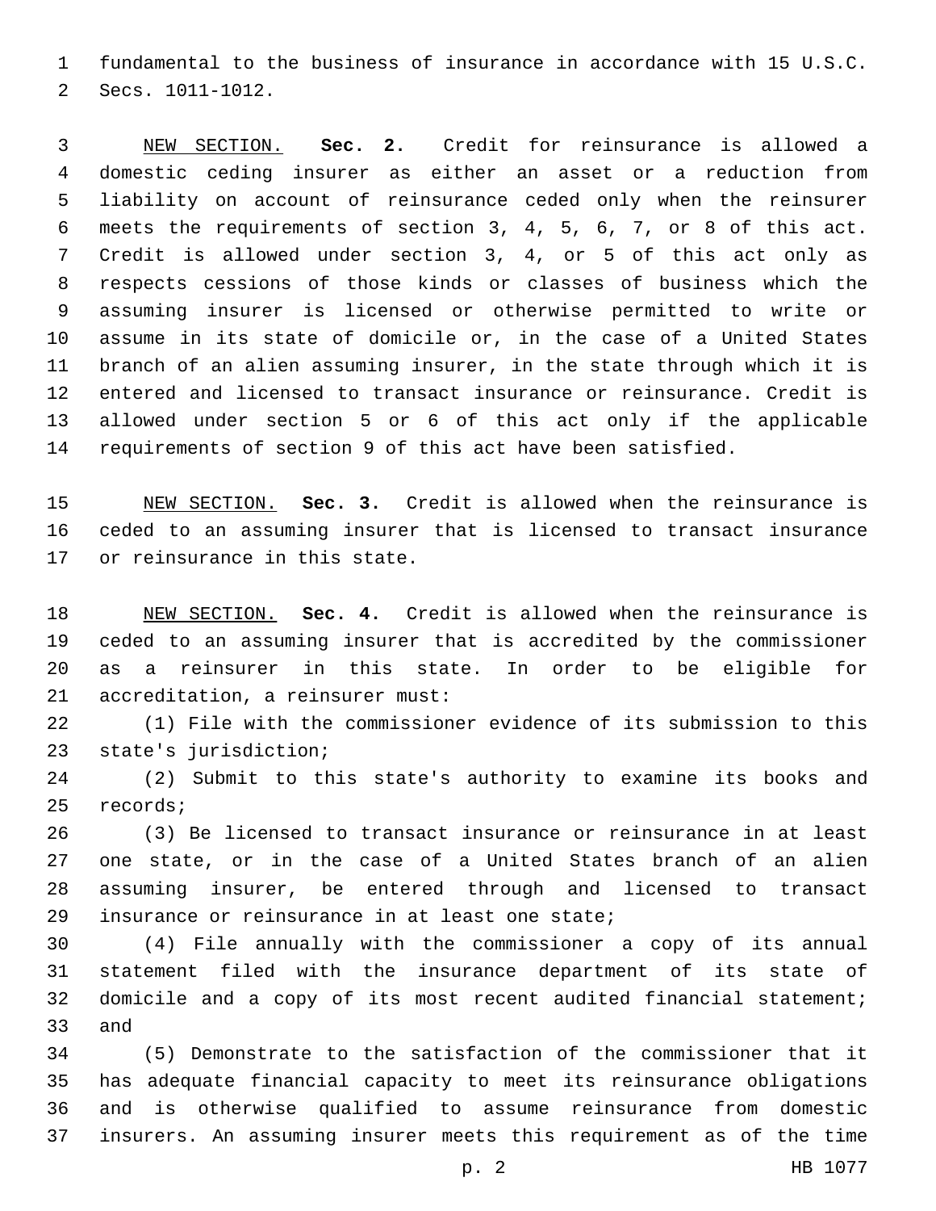fundamental to the business of insurance in accordance with 15 U.S.C. Secs. 1011-1012.

NEW SECTION. **Sec. 2.** Credit for reinsurance is allowed a domestic ceding insurer as either an asset or a reduction from liability on account of reinsurance ceded only when the reinsurer meets the requirements of section 3, 4, 5, 6, 7, or 8 of this act. Credit is allowed under section 3, 4, or 5 of this act only as respects cessions of those kinds or classes of business which the assuming insurer is licensed or otherwise permitted to write or assume in its state of domicile or, in the case of a United States branch of an alien assuming insurer, in the state through which it is entered and licensed to transact insurance or reinsurance. Credit is allowed under section 5 or 6 of this act only if the applicable requirements of section 9 of this act have been satisfied.

NEW SECTION. **Sec. 3.** Credit is allowed when the reinsurance is ceded to an assuming insurer that is licensed to transact insurance or reinsurance in this state.

NEW SECTION. **Sec. 4.** Credit is allowed when the reinsurance is ceded to an assuming insurer that is accredited by the commissioner as a reinsurer in this state. In order to be eligible for accreditation, a reinsurer must:

(1) File with the commissioner evidence of its submission to this state's jurisdiction;

(2) Submit to this state's authority to examine its books and records;

(3) Be licensed to transact insurance or reinsurance in at least one state, or in the case of a United States branch of an alien assuming insurer, be entered through and licensed to transact insurance or reinsurance in at least one state;

(4) File annually with the commissioner a copy of its annual statement filed with the insurance department of its state of domicile and a copy of its most recent audited financial statement; and

(5) Demonstrate to the satisfaction of the commissioner that it has adequate financial capacity to meet its reinsurance obligations and is otherwise qualified to assume reinsurance from domestic insurers. An assuming insurer meets this requirement as of the time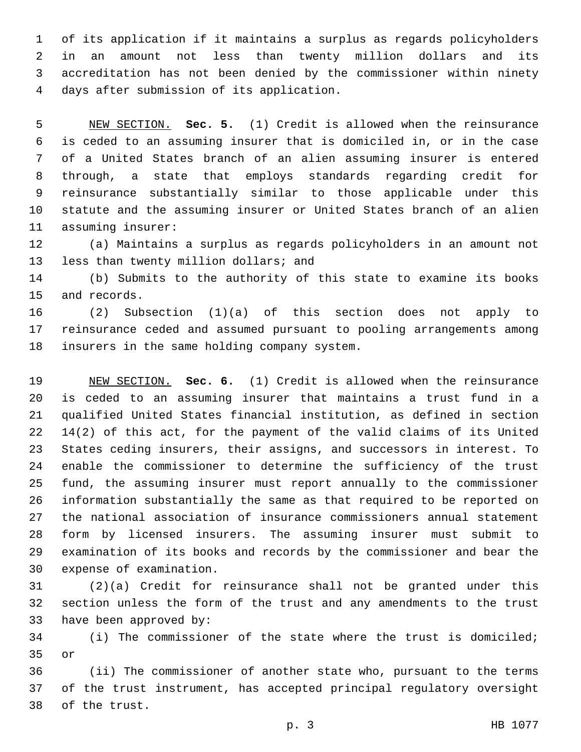of its application if it maintains a surplus as regards policyholders in an amount not less than twenty million dollars and its accreditation has not been denied by the commissioner within ninety days after submission of its application.

NEW SECTION. **Sec. 5.** (1) Credit is allowed when the reinsurance is ceded to an assuming insurer that is domiciled in, or in the case of a United States branch of an alien assuming insurer is entered through, a state that employs standards regarding credit for reinsurance substantially similar to those applicable under this statute and the assuming insurer or United States branch of an alien assuming insurer:

(a) Maintains a surplus as regards policyholders in an amount not less than twenty million dollars; and

(b) Submits to the authority of this state to examine its books and records.

(2) Subsection (1)(a) of this section does not apply to reinsurance ceded and assumed pursuant to pooling arrangements among insurers in the same holding company system.

NEW SECTION. **Sec. 6.** (1) Credit is allowed when the reinsurance is ceded to an assuming insurer that maintains a trust fund in a qualified United States financial institution, as defined in section 14(2) of this act, for the payment of the valid claims of its United States ceding insurers, their assigns, and successors in interest. To enable the commissioner to determine the sufficiency of the trust fund, the assuming insurer must report annually to the commissioner information substantially the same as that required to be reported on the national association of insurance commissioners annual statement form by licensed insurers. The assuming insurer must submit to examination of its books and records by the commissioner and bear the expense of examination.

(2)(a) Credit for reinsurance shall not be granted under this section unless the form of the trust and any amendments to the trust have been approved by:

(i) The commissioner of the state where the trust is domiciled; or

(ii) The commissioner of another state who, pursuant to the terms of the trust instrument, has accepted principal regulatory oversight of the trust.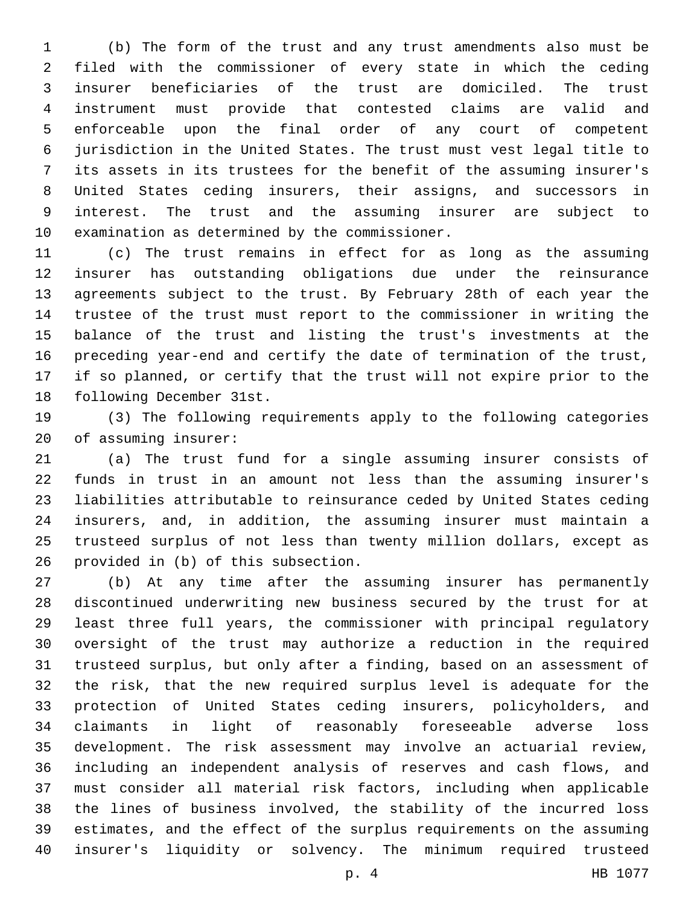(b) The form of the trust and any trust amendments also must be filed with the commissioner of every state in which the ceding insurer beneficiaries of the trust are domiciled. The trust instrument must provide that contested claims are valid and enforceable upon the final order of any court of competent jurisdiction in the United States. The trust must vest legal title to its assets in its trustees for the benefit of the assuming insurer's United States ceding insurers, their assigns, and successors in interest. The trust and the assuming insurer are subject to examination as determined by the commissioner.

(c) The trust remains in effect for as long as the assuming insurer has outstanding obligations due under the reinsurance agreements subject to the trust. By February 28th of each year the trustee of the trust must report to the commissioner in writing the balance of the trust and listing the trust's investments at the preceding year-end and certify the date of termination of the trust, if so planned, or certify that the trust will not expire prior to the following December 31st.

(3) The following requirements apply to the following categories of assuming insurer:

(a) The trust fund for a single assuming insurer consists of funds in trust in an amount not less than the assuming insurer's liabilities attributable to reinsurance ceded by United States ceding insurers, and, in addition, the assuming insurer must maintain a trusteed surplus of not less than twenty million dollars, except as provided in (b) of this subsection.

(b) At any time after the assuming insurer has permanently discontinued underwriting new business secured by the trust for at least three full years, the commissioner with principal regulatory oversight of the trust may authorize a reduction in the required trusteed surplus, but only after a finding, based on an assessment of the risk, that the new required surplus level is adequate for the protection of United States ceding insurers, policyholders, and claimants in light of reasonably foreseeable adverse loss development. The risk assessment may involve an actuarial review, including an independent analysis of reserves and cash flows, and must consider all material risk factors, including when applicable the lines of business involved, the stability of the incurred loss estimates, and the effect of the surplus requirements on the assuming insurer's liquidity or solvency. The minimum required trusteed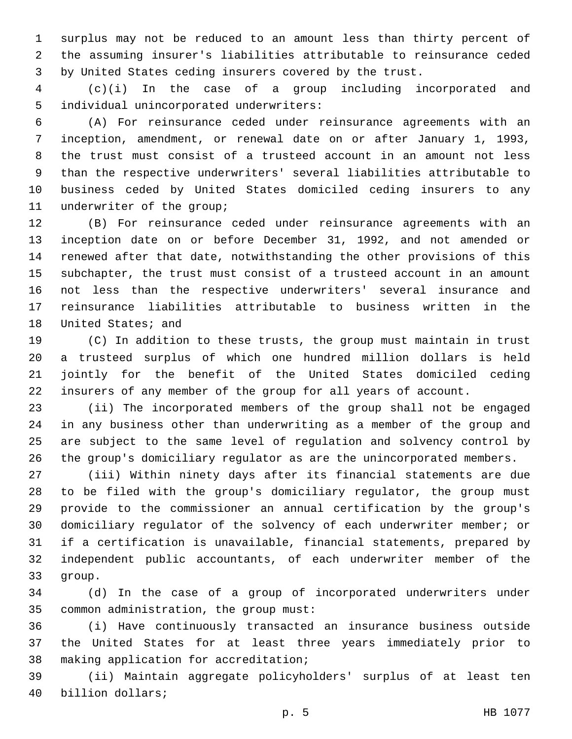surplus may not be reduced to an amount less than thirty percent of the assuming insurer's liabilities attributable to reinsurance ceded by United States ceding insurers covered by the trust.

(c)(i) In the case of a group including incorporated and individual unincorporated underwriters:

(A) For reinsurance ceded under reinsurance agreements with an inception, amendment, or renewal date on or after January 1, 1993, the trust must consist of a trusteed account in an amount not less than the respective underwriters' several liabilities attributable to business ceded by United States domiciled ceding insurers to any underwriter of the group;

(B) For reinsurance ceded under reinsurance agreements with an inception date on or before December 31, 1992, and not amended or renewed after that date, notwithstanding the other provisions of this subchapter, the trust must consist of a trusteed account in an amount not less than the respective underwriters' several insurance and reinsurance liabilities attributable to business written in the United States; and

(C) In addition to these trusts, the group must maintain in trust a trusteed surplus of which one hundred million dollars is held jointly for the benefit of the United States domiciled ceding insurers of any member of the group for all years of account.

(ii) The incorporated members of the group shall not be engaged in any business other than underwriting as a member of the group and are subject to the same level of regulation and solvency control by the group's domiciliary regulator as are the unincorporated members.

(iii) Within ninety days after its financial statements are due to be filed with the group's domiciliary regulator, the group must provide to the commissioner an annual certification by the group's domiciliary regulator of the solvency of each underwriter member; or if a certification is unavailable, financial statements, prepared by independent public accountants, of each underwriter member of the group.

(d) In the case of a group of incorporated underwriters under common administration, the group must:

(i) Have continuously transacted an insurance business outside the United States for at least three years immediately prior to making application for accreditation;

(ii) Maintain aggregate policyholders' surplus of at least ten billion dollars;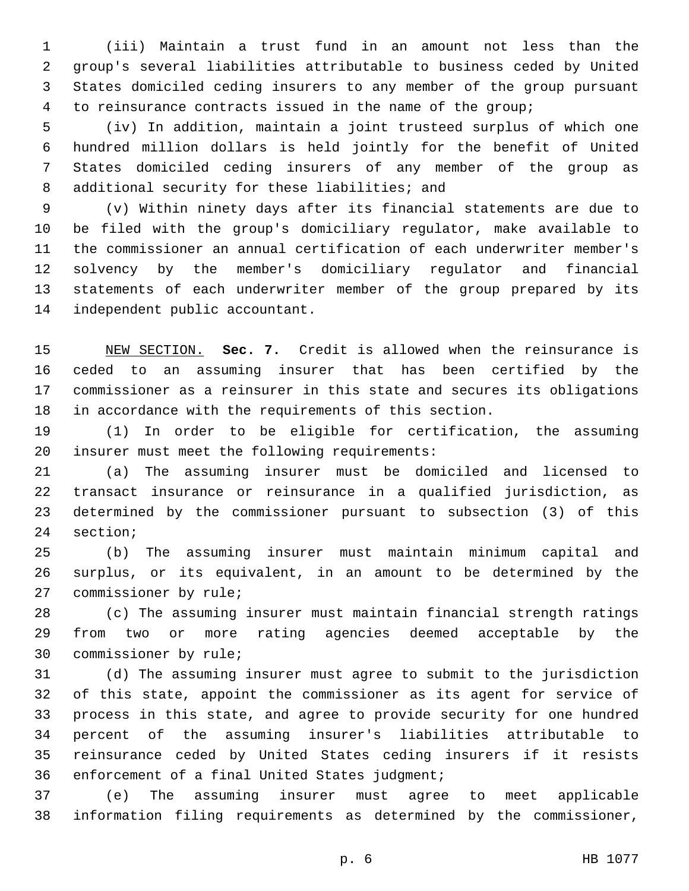(iii) Maintain a trust fund in an amount not less than the group's several liabilities attributable to business ceded by United States domiciled ceding insurers to any member of the group pursuant to reinsurance contracts issued in the name of the group;

(iv) In addition, maintain a joint trusteed surplus of which one hundred million dollars is held jointly for the benefit of United States domiciled ceding insurers of any member of the group as additional security for these liabilities; and

(v) Within ninety days after its financial statements are due to be filed with the group's domiciliary regulator, make available to the commissioner an annual certification of each underwriter member's solvency by the member's domiciliary regulator and financial statements of each underwriter member of the group prepared by its independent public accountant.

NEW SECTION. **Sec. 7.** Credit is allowed when the reinsurance is ceded to an assuming insurer that has been certified by the commissioner as a reinsurer in this state and secures its obligations in accordance with the requirements of this section.

(1) In order to be eligible for certification, the assuming insurer must meet the following requirements:

(a) The assuming insurer must be domiciled and licensed to transact insurance or reinsurance in a qualified jurisdiction, as determined by the commissioner pursuant to subsection (3) of this section;

(b) The assuming insurer must maintain minimum capital and surplus, or its equivalent, in an amount to be determined by the commissioner by rule;

(c) The assuming insurer must maintain financial strength ratings from two or more rating agencies deemed acceptable by the commissioner by rule;

(d) The assuming insurer must agree to submit to the jurisdiction of this state, appoint the commissioner as its agent for service of process in this state, and agree to provide security for one hundred percent of the assuming insurer's liabilities attributable to reinsurance ceded by United States ceding insurers if it resists enforcement of a final United States judgment;

(e) The assuming insurer must agree to meet applicable information filing requirements as determined by the commissioner,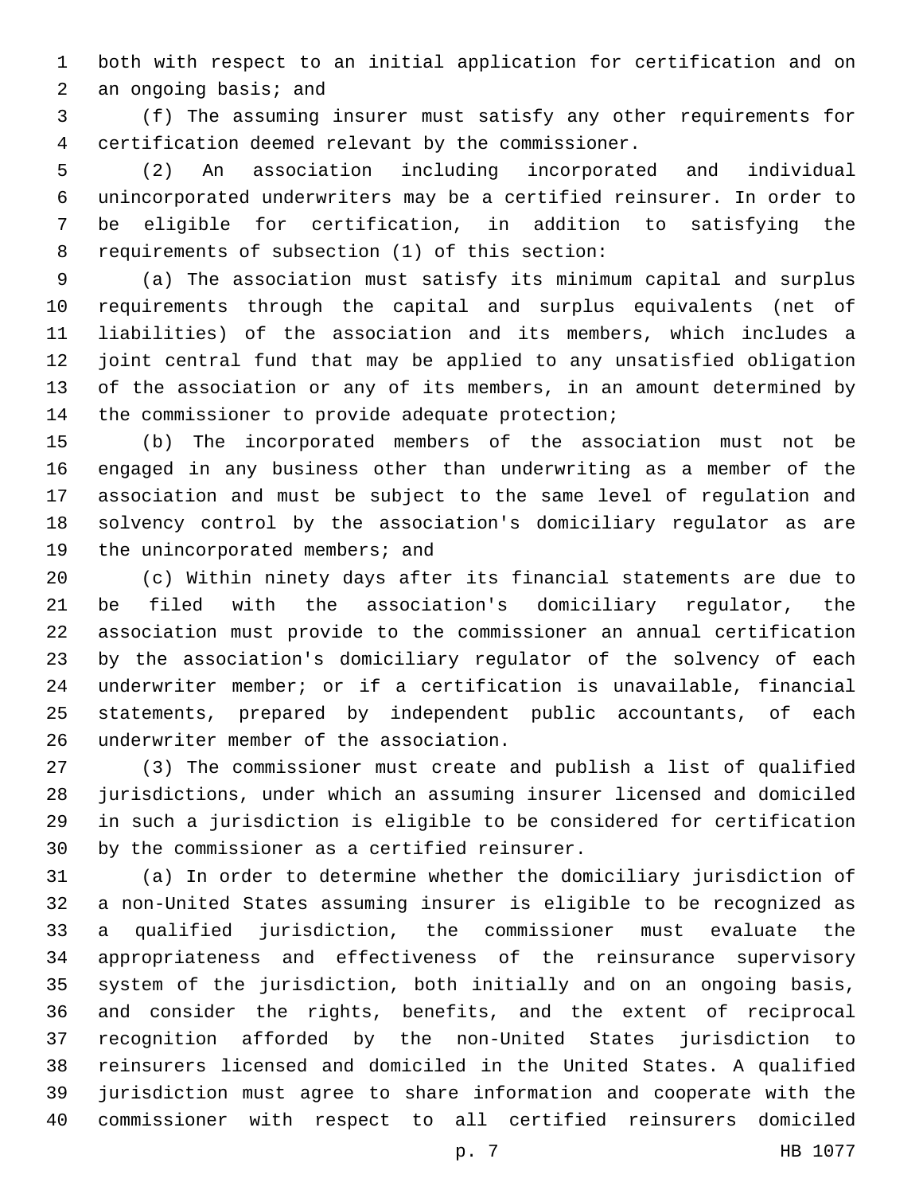both with respect to an initial application for certification and on an ongoing basis; and

(f) The assuming insurer must satisfy any other requirements for certification deemed relevant by the commissioner.

(2) An association including incorporated and individual unincorporated underwriters may be a certified reinsurer. In order to be eligible for certification, in addition to satisfying the requirements of subsection (1) of this section:

(a) The association must satisfy its minimum capital and surplus requirements through the capital and surplus equivalents (net of liabilities) of the association and its members, which includes a joint central fund that may be applied to any unsatisfied obligation of the association or any of its members, in an amount determined by the commissioner to provide adequate protection;

(b) The incorporated members of the association must not be engaged in any business other than underwriting as a member of the association and must be subject to the same level of regulation and solvency control by the association's domiciliary regulator as are the unincorporated members; and

(c) Within ninety days after its financial statements are due to be filed with the association's domiciliary regulator, the association must provide to the commissioner an annual certification by the association's domiciliary regulator of the solvency of each underwriter member; or if a certification is unavailable, financial statements, prepared by independent public accountants, of each underwriter member of the association.

(3) The commissioner must create and publish a list of qualified jurisdictions, under which an assuming insurer licensed and domiciled in such a jurisdiction is eligible to be considered for certification by the commissioner as a certified reinsurer.

(a) In order to determine whether the domiciliary jurisdiction of a non-United States assuming insurer is eligible to be recognized as a qualified jurisdiction, the commissioner must evaluate the appropriateness and effectiveness of the reinsurance supervisory system of the jurisdiction, both initially and on an ongoing basis, and consider the rights, benefits, and the extent of reciprocal recognition afforded by the non-United States jurisdiction to reinsurers licensed and domiciled in the United States. A qualified jurisdiction must agree to share information and cooperate with the commissioner with respect to all certified reinsurers domiciled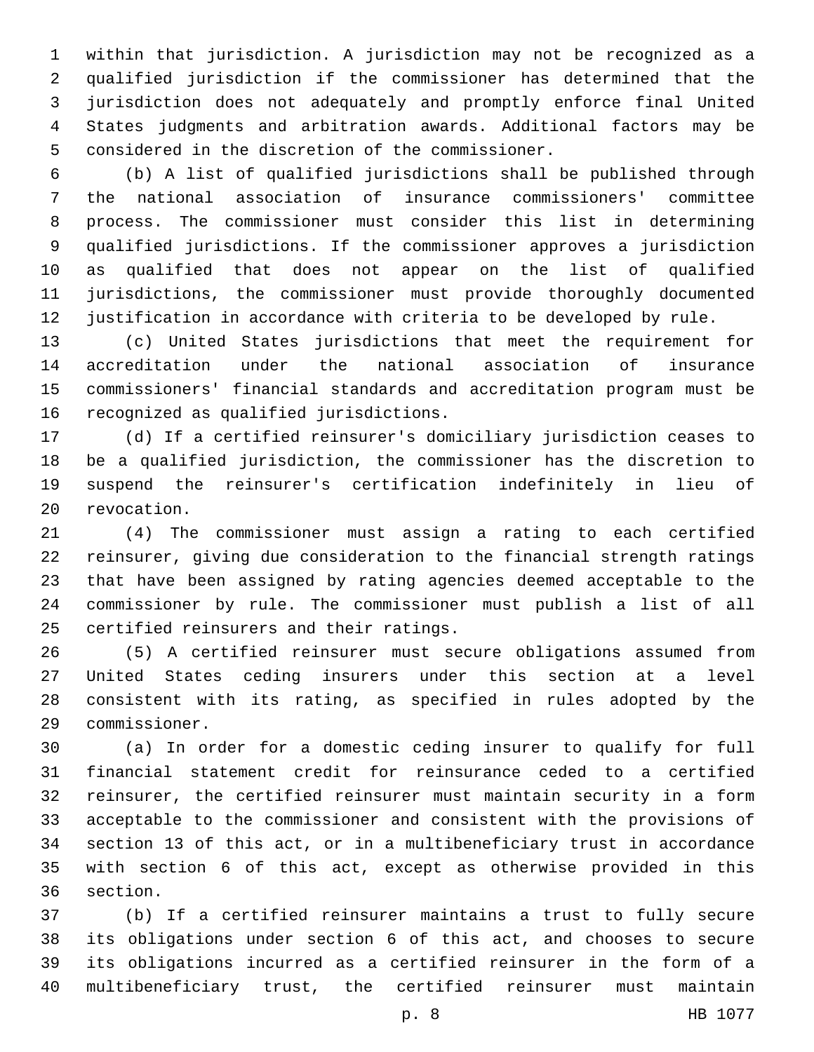within that jurisdiction. A jurisdiction may not be recognized as a qualified jurisdiction if the commissioner has determined that the jurisdiction does not adequately and promptly enforce final United States judgments and arbitration awards. Additional factors may be considered in the discretion of the commissioner.

(b) A list of qualified jurisdictions shall be published through the national association of insurance commissioners' committee process. The commissioner must consider this list in determining qualified jurisdictions. If the commissioner approves a jurisdiction as qualified that does not appear on the list of qualified jurisdictions, the commissioner must provide thoroughly documented justification in accordance with criteria to be developed by rule.

(c) United States jurisdictions that meet the requirement for accreditation under the national association of insurance commissioners' financial standards and accreditation program must be recognized as qualified jurisdictions.

(d) If a certified reinsurer's domiciliary jurisdiction ceases to be a qualified jurisdiction, the commissioner has the discretion to suspend the reinsurer's certification indefinitely in lieu of revocation.

(4) The commissioner must assign a rating to each certified reinsurer, giving due consideration to the financial strength ratings that have been assigned by rating agencies deemed acceptable to the commissioner by rule. The commissioner must publish a list of all certified reinsurers and their ratings.

(5) A certified reinsurer must secure obligations assumed from United States ceding insurers under this section at a level consistent with its rating, as specified in rules adopted by the commissioner.

(a) In order for a domestic ceding insurer to qualify for full financial statement credit for reinsurance ceded to a certified reinsurer, the certified reinsurer must maintain security in a form acceptable to the commissioner and consistent with the provisions of section 13 of this act, or in a multibeneficiary trust in accordance with section 6 of this act, except as otherwise provided in this section.

(b) If a certified reinsurer maintains a trust to fully secure its obligations under section 6 of this act, and chooses to secure its obligations incurred as a certified reinsurer in the form of a multibeneficiary trust, the certified reinsurer must maintain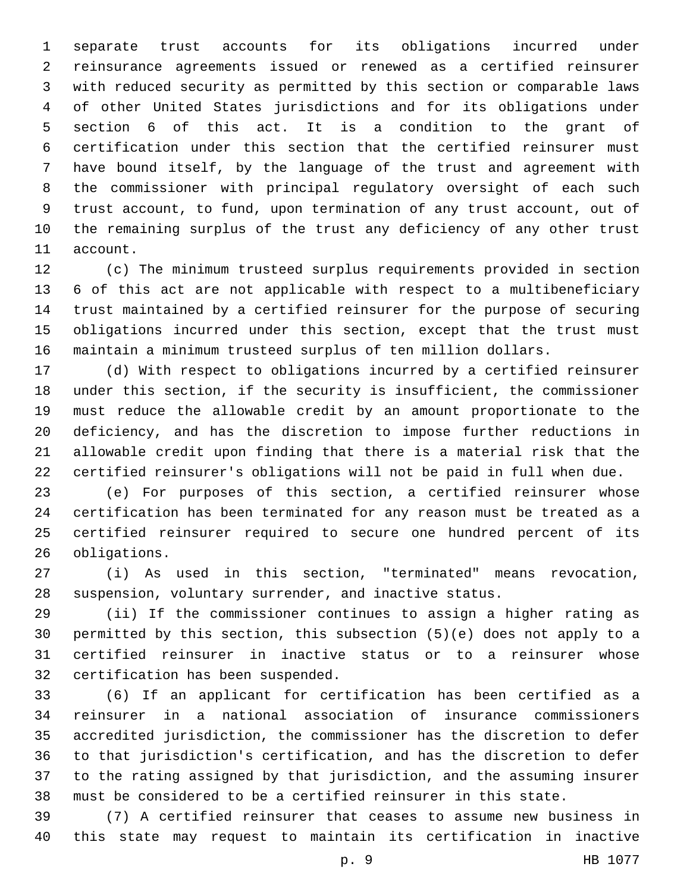separate trust accounts for its obligations incurred under reinsurance agreements issued or renewed as a certified reinsurer with reduced security as permitted by this section or comparable laws of other United States jurisdictions and for its obligations under section 6 of this act. It is a condition to the grant of certification under this section that the certified reinsurer must have bound itself, by the language of the trust and agreement with the commissioner with principal regulatory oversight of each such trust account, to fund, upon termination of any trust account, out of the remaining surplus of the trust any deficiency of any other trust account.

(c) The minimum trusteed surplus requirements provided in section 6 of this act are not applicable with respect to a multibeneficiary trust maintained by a certified reinsurer for the purpose of securing obligations incurred under this section, except that the trust must maintain a minimum trusteed surplus of ten million dollars.

(d) With respect to obligations incurred by a certified reinsurer under this section, if the security is insufficient, the commissioner must reduce the allowable credit by an amount proportionate to the deficiency, and has the discretion to impose further reductions in allowable credit upon finding that there is a material risk that the certified reinsurer's obligations will not be paid in full when due.

(e) For purposes of this section, a certified reinsurer whose certification has been terminated for any reason must be treated as a certified reinsurer required to secure one hundred percent of its obligations.

(i) As used in this section, "terminated" means revocation, suspension, voluntary surrender, and inactive status.

(ii) If the commissioner continues to assign a higher rating as permitted by this section, this subsection (5)(e) does not apply to a certified reinsurer in inactive status or to a reinsurer whose certification has been suspended.

(6) If an applicant for certification has been certified as a reinsurer in a national association of insurance commissioners accredited jurisdiction, the commissioner has the discretion to defer to that jurisdiction's certification, and has the discretion to defer to the rating assigned by that jurisdiction, and the assuming insurer must be considered to be a certified reinsurer in this state.

(7) A certified reinsurer that ceases to assume new business in this state may request to maintain its certification in inactive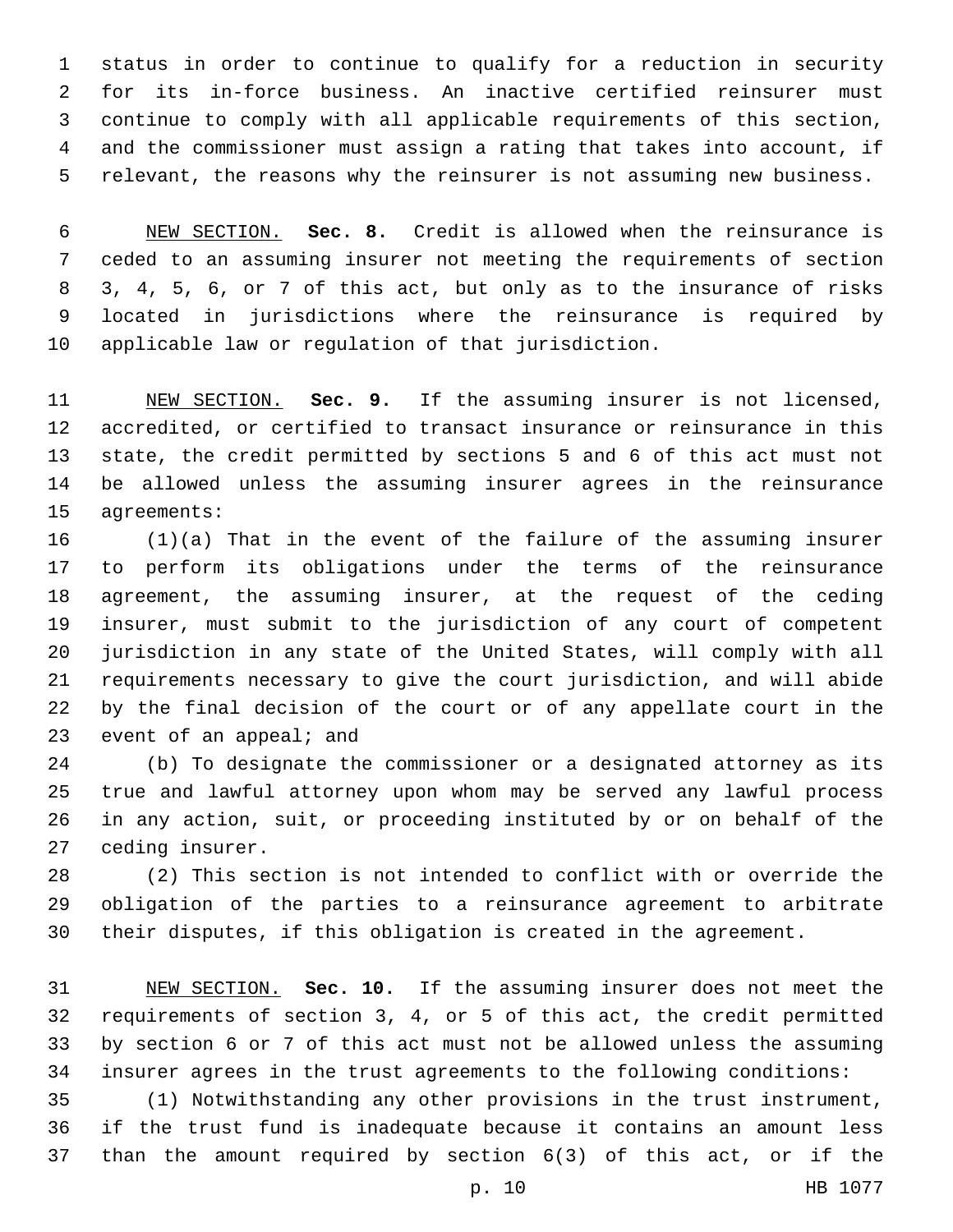status in order to continue to qualify for a reduction in security for its in-force business. An inactive certified reinsurer must continue to comply with all applicable requirements of this section, and the commissioner must assign a rating that takes into account, if relevant, the reasons why the reinsurer is not assuming new business.

NEW SECTION. **Sec. 8.** Credit is allowed when the reinsurance is ceded to an assuming insurer not meeting the requirements of section 3, 4, 5, 6, or 7 of this act, but only as to the insurance of risks located in jurisdictions where the reinsurance is required by applicable law or regulation of that jurisdiction.

NEW SECTION. **Sec. 9.** If the assuming insurer is not licensed, accredited, or certified to transact insurance or reinsurance in this state, the credit permitted by sections 5 and 6 of this act must not be allowed unless the assuming insurer agrees in the reinsurance agreements:

(1)(a) That in the event of the failure of the assuming insurer to perform its obligations under the terms of the reinsurance agreement, the assuming insurer, at the request of the ceding insurer, must submit to the jurisdiction of any court of competent jurisdiction in any state of the United States, will comply with all requirements necessary to give the court jurisdiction, and will abide by the final decision of the court or of any appellate court in the event of an appeal; and

(b) To designate the commissioner or a designated attorney as its true and lawful attorney upon whom may be served any lawful process in any action, suit, or proceeding instituted by or on behalf of the ceding insurer.

(2) This section is not intended to conflict with or override the obligation of the parties to a reinsurance agreement to arbitrate their disputes, if this obligation is created in the agreement.

NEW SECTION. **Sec. 10.** If the assuming insurer does not meet the requirements of section 3, 4, or 5 of this act, the credit permitted by section 6 or 7 of this act must not be allowed unless the assuming insurer agrees in the trust agreements to the following conditions:

(1) Notwithstanding any other provisions in the trust instrument, if the trust fund is inadequate because it contains an amount less than the amount required by section 6(3) of this act, or if the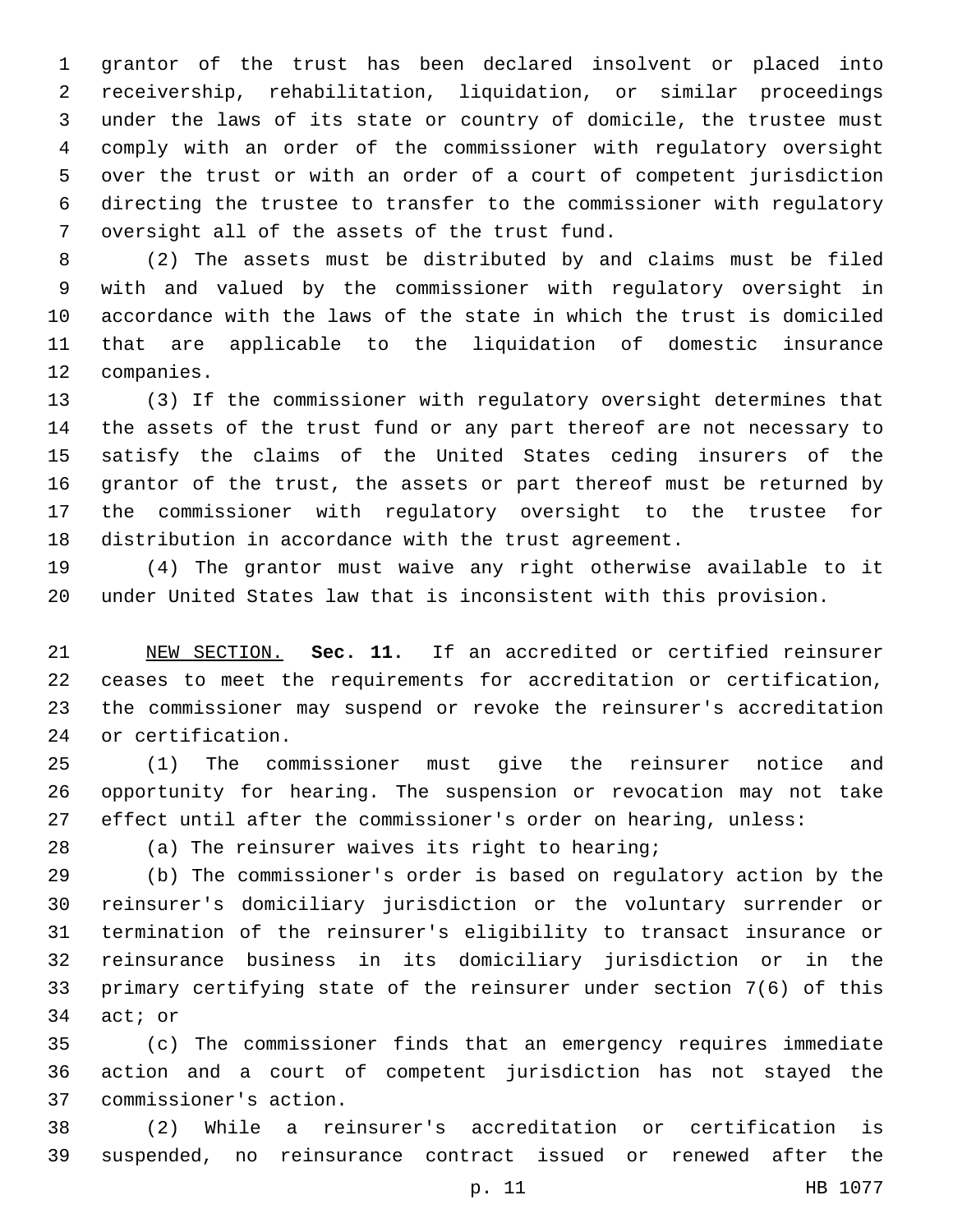grantor of the trust has been declared insolvent or placed into receivership, rehabilitation, liquidation, or similar proceedings under the laws of its state or country of domicile, the trustee must comply with an order of the commissioner with regulatory oversight over the trust or with an order of a court of competent jurisdiction directing the trustee to transfer to the commissioner with regulatory oversight all of the assets of the trust fund.

(2) The assets must be distributed by and claims must be filed with and valued by the commissioner with regulatory oversight in accordance with the laws of the state in which the trust is domiciled that are applicable to the liquidation of domestic insurance companies.

(3) If the commissioner with regulatory oversight determines that the assets of the trust fund or any part thereof are not necessary to satisfy the claims of the United States ceding insurers of the grantor of the trust, the assets or part thereof must be returned by the commissioner with regulatory oversight to the trustee for distribution in accordance with the trust agreement.

(4) The grantor must waive any right otherwise available to it under United States law that is inconsistent with this provision.

NEW SECTION. **Sec. 11.** If an accredited or certified reinsurer ceases to meet the requirements for accreditation or certification, the commissioner may suspend or revoke the reinsurer's accreditation or certification.

(1) The commissioner must give the reinsurer notice and opportunity for hearing. The suspension or revocation may not take effect until after the commissioner's order on hearing, unless:

(a) The reinsurer waives its right to hearing;

(b) The commissioner's order is based on regulatory action by the reinsurer's domiciliary jurisdiction or the voluntary surrender or termination of the reinsurer's eligibility to transact insurance or reinsurance business in its domiciliary jurisdiction or in the primary certifying state of the reinsurer under section 7(6) of this act; or

(c) The commissioner finds that an emergency requires immediate action and a court of competent jurisdiction has not stayed the commissioner's action.

(2) While a reinsurer's accreditation or certification is suspended, no reinsurance contract issued or renewed after the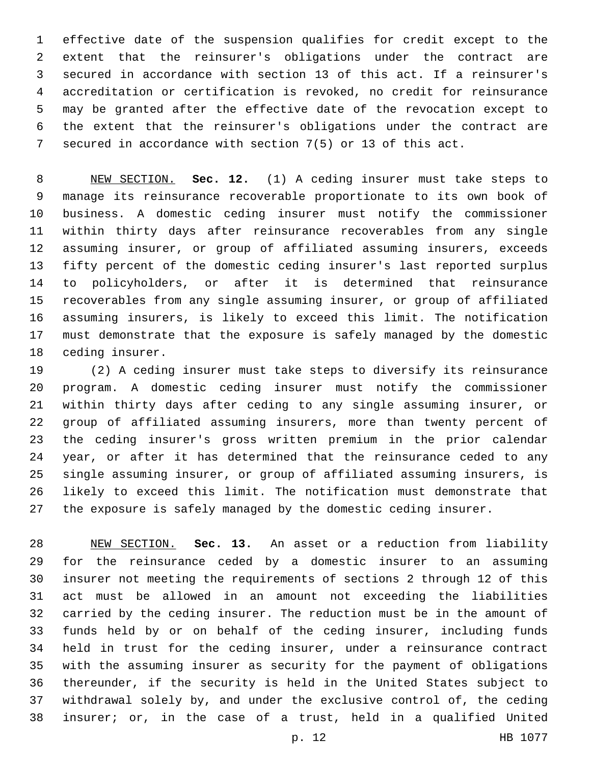effective date of the suspension qualifies for credit except to the extent that the reinsurer's obligations under the contract are secured in accordance with section 13 of this act. If a reinsurer's accreditation or certification is revoked, no credit for reinsurance may be granted after the effective date of the revocation except to the extent that the reinsurer's obligations under the contract are secured in accordance with section 7(5) or 13 of this act.

NEW SECTION. **Sec. 12.** (1) A ceding insurer must take steps to manage its reinsurance recoverable proportionate to its own book of business. A domestic ceding insurer must notify the commissioner within thirty days after reinsurance recoverables from any single assuming insurer, or group of affiliated assuming insurers, exceeds fifty percent of the domestic ceding insurer's last reported surplus to policyholders, or after it is determined that reinsurance recoverables from any single assuming insurer, or group of affiliated assuming insurers, is likely to exceed this limit. The notification must demonstrate that the exposure is safely managed by the domestic ceding insurer.

(2) A ceding insurer must take steps to diversify its reinsurance program. A domestic ceding insurer must notify the commissioner within thirty days after ceding to any single assuming insurer, or group of affiliated assuming insurers, more than twenty percent of the ceding insurer's gross written premium in the prior calendar year, or after it has determined that the reinsurance ceded to any single assuming insurer, or group of affiliated assuming insurers, is likely to exceed this limit. The notification must demonstrate that the exposure is safely managed by the domestic ceding insurer.

NEW SECTION. **Sec. 13.** An asset or a reduction from liability for the reinsurance ceded by a domestic insurer to an assuming insurer not meeting the requirements of sections 2 through 12 of this act must be allowed in an amount not exceeding the liabilities carried by the ceding insurer. The reduction must be in the amount of funds held by or on behalf of the ceding insurer, including funds held in trust for the ceding insurer, under a reinsurance contract with the assuming insurer as security for the payment of obligations thereunder, if the security is held in the United States subject to withdrawal solely by, and under the exclusive control of, the ceding insurer; or, in the case of a trust, held in a qualified United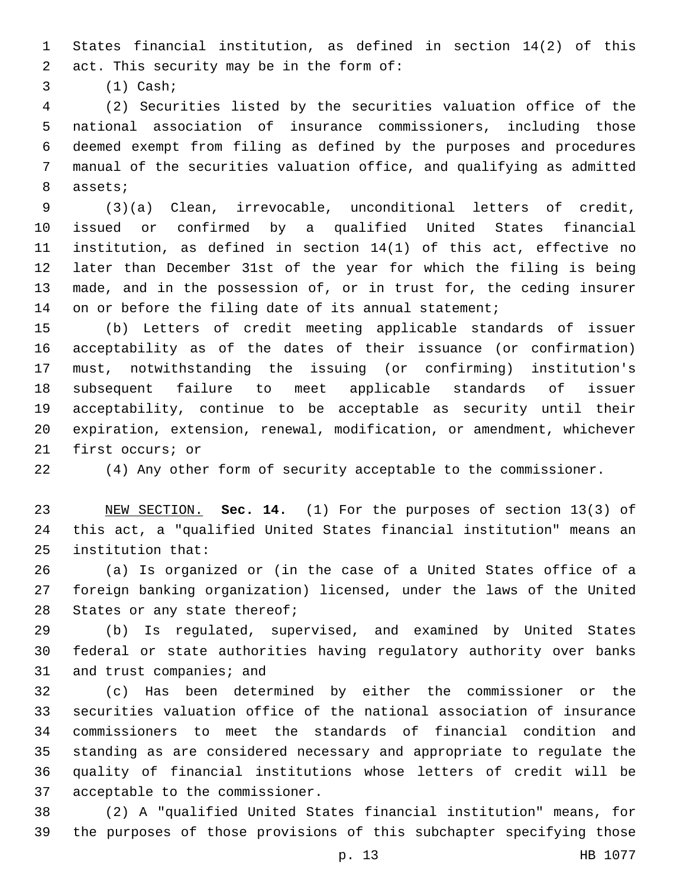States financial institution, as defined in section 14(2) of this act. This security may be in the form of:

(1) Cash;

(2) Securities listed by the securities valuation office of the national association of insurance commissioners, including those deemed exempt from filing as defined by the purposes and procedures manual of the securities valuation office, and qualifying as admitted assets;

(3)(a) Clean, irrevocable, unconditional letters of credit, issued or confirmed by a qualified United States financial institution, as defined in section 14(1) of this act, effective no later than December 31st of the year for which the filing is being made, and in the possession of, or in trust for, the ceding insurer on or before the filing date of its annual statement;

(b) Letters of credit meeting applicable standards of issuer acceptability as of the dates of their issuance (or confirmation) must, notwithstanding the issuing (or confirming) institution's subsequent failure to meet applicable standards of issuer acceptability, continue to be acceptable as security until their expiration, extension, renewal, modification, or amendment, whichever first occurs; or

(4) Any other form of security acceptable to the commissioner.

NEW SECTION. **Sec. 14.** (1) For the purposes of section 13(3) of this act, a "qualified United States financial institution" means an institution that:

(a) Is organized or (in the case of a United States office of a foreign banking organization) licensed, under the laws of the United States or any state thereof;

(b) Is regulated, supervised, and examined by United States federal or state authorities having regulatory authority over banks and trust companies; and

(c) Has been determined by either the commissioner or the securities valuation office of the national association of insurance commissioners to meet the standards of financial condition and standing as are considered necessary and appropriate to regulate the quality of financial institutions whose letters of credit will be acceptable to the commissioner.

(2) A "qualified United States financial institution" means, for the purposes of those provisions of this subchapter specifying those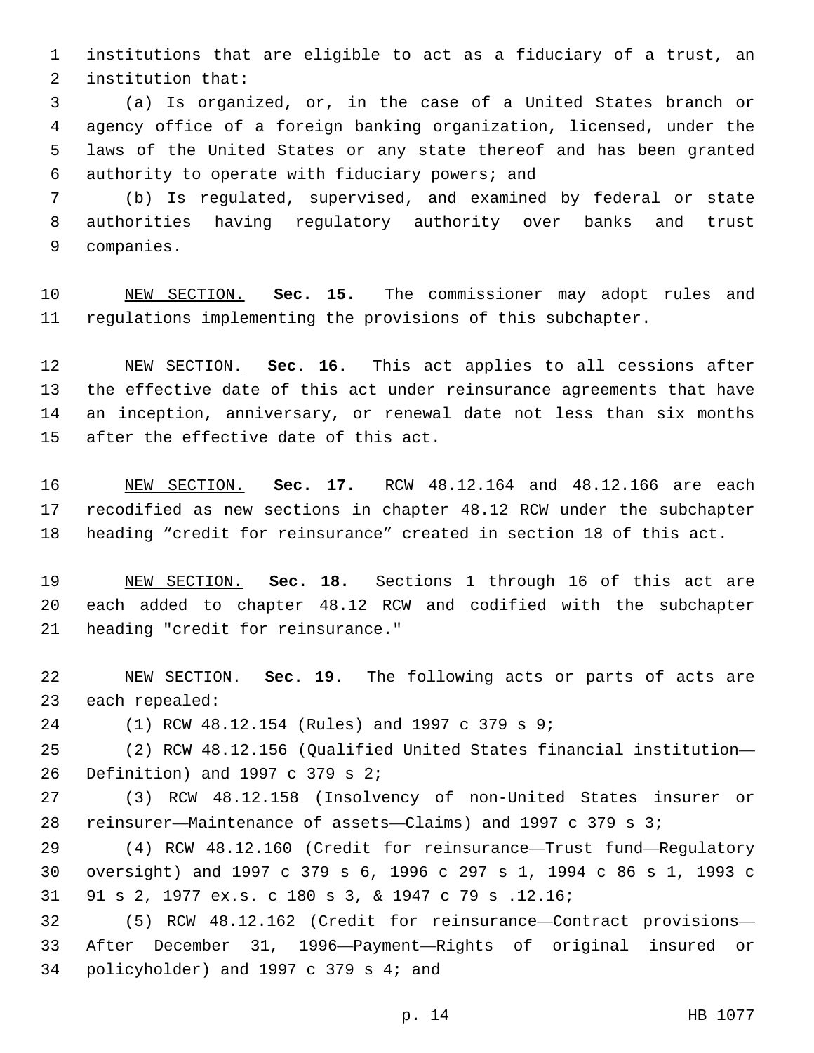institutions that are eligible to act as a fiduciary of a trust, an institution that:

(a) Is organized, or, in the case of a United States branch or agency office of a foreign banking organization, licensed, under the laws of the United States or any state thereof and has been granted authority to operate with fiduciary powers; and

(b) Is regulated, supervised, and examined by federal or state authorities having regulatory authority over banks and trust companies.

NEW SECTION. **Sec. 15.** The commissioner may adopt rules and regulations implementing the provisions of this subchapter.

NEW SECTION. **Sec. 16.** This act applies to all cessions after the effective date of this act under reinsurance agreements that have an inception, anniversary, or renewal date not less than six months after the effective date of this act.

NEW SECTION. **Sec. 17.** RCW 48.12.164 and 48.12.166 are each recodified as new sections in chapter 48.12 RCW under the subchapter heading "credit for reinsurance" created in section 18 of this act.

NEW SECTION. **Sec. 18.** Sections 1 through 16 of this act are each added to chapter 48.12 RCW and codified with the subchapter heading "credit for reinsurance."

NEW SECTION. **Sec. 19.** The following acts or parts of acts are each repealed:

(1) RCW 48.12.154 (Rules) and 1997 c 379 s 9;

(2) RCW 48.12.156 (Qualified United States financial institution—Definition) and 1997 c 379 s 2;

(3) RCW 48.12.158 (Insolvency of non-United States insurer or reinsurer—Maintenance of assets—Claims) and 1997 c 379 s 3;

(4) RCW 48.12.160 (Credit for reinsurance—Trust fund—Regulatory oversight) and 1997 c 379 s 6, 1996 c 297 s 1, 1994 c 86 s 1, 1993 c 91 s 2, 1977 ex.s. c 180 s 3, & 1947 c 79 s .12.16;

(5) RCW 48.12.162 (Credit for reinsurance—Contract provisions—After December 31, 1996—Payment—Rights of original insured or policyholder) and 1997 c 379 s 4; and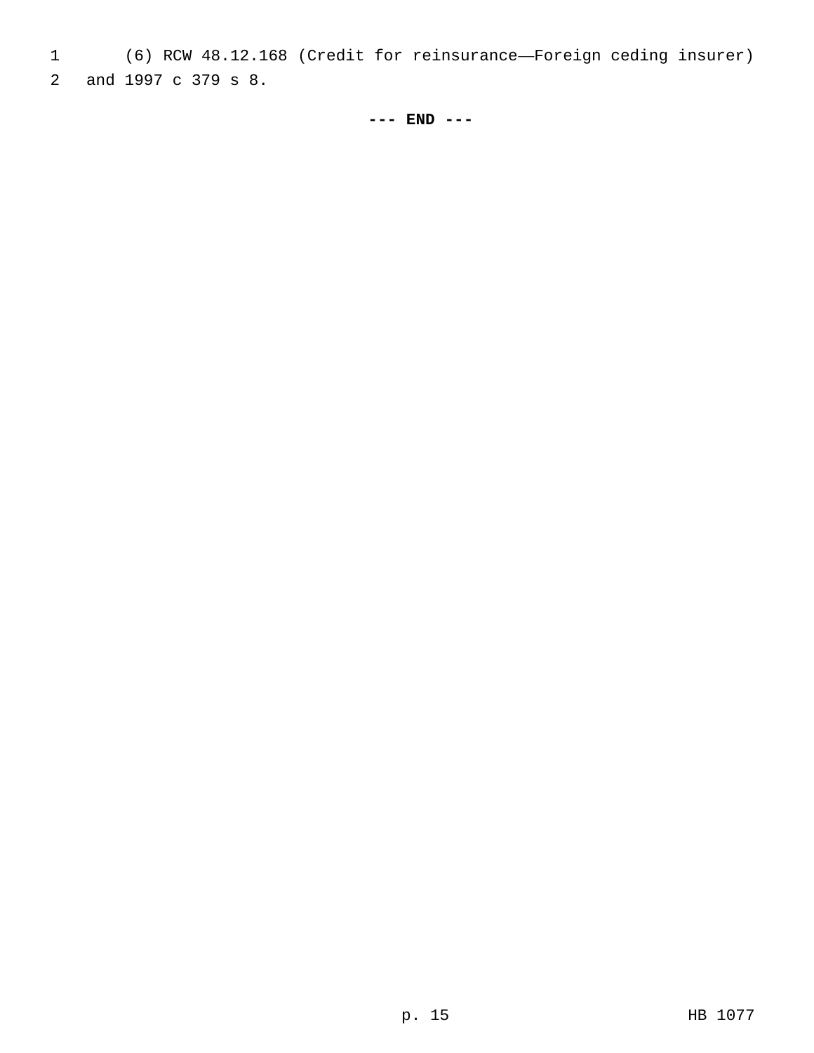(6) RCW 48.12.168 (Credit for reinsurance—Foreign ceding insurer) and 1997 c 379 s 8.

**--- END ---**